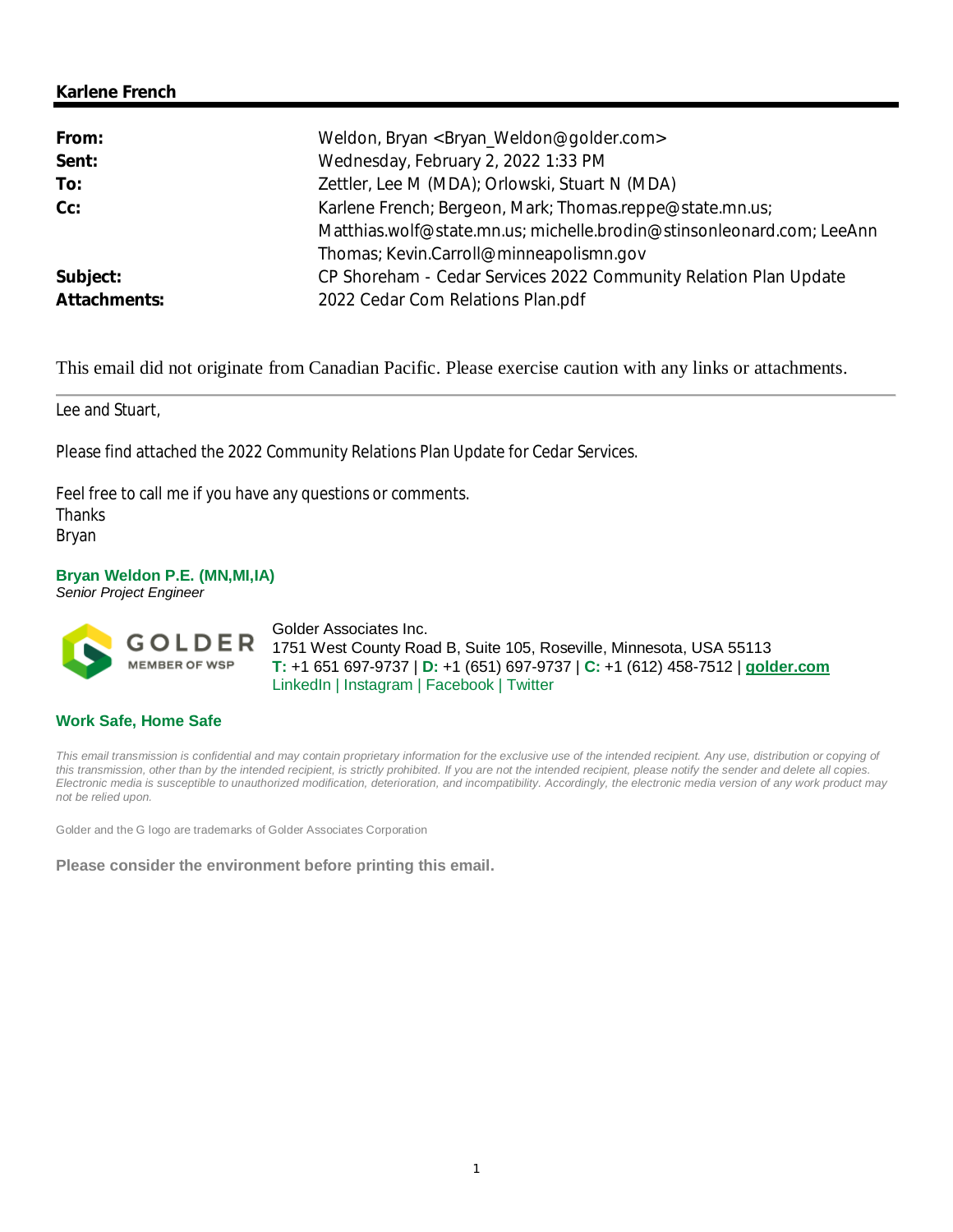**Karlene French**

---

| | |
|---|---|
| **From:** | Weldon, Bryan <Bryan_Weldon@golder.com> |
| **Sent:** | Wednesday, February 2, 2022 1:33 PM |
| **To:** | Zettler, Lee M (MDA); Orlowski, Stuart N (MDA) |
| **Cc:** | Karlene French; Bergeon, Mark; Thomas.reppe@state.mn.us; Matthias.wolf@state.mn.us; michelle.brodin@stinsonleonard.com; LeeAnn Thomas; Kevin.Carroll@minneapolismn.gov |
| **Subject:** | CP Shoreham - Cedar Services 2022 Community Relation Plan Update |
| **Attachments:** | 2022 Cedar Com Relations Plan.pdf |

This email did not originate from Canadian Pacific. Please exercise caution with any links or attachments.

---

Lee and Stuart,

Please find attached the 2022 Community Relations Plan Update for Cedar Services.

Feel free to call me if you have any questions or comments.
Thanks
Bryan

**Bryan Weldon P.E. (MN,MI,IA)**
*Senior Project Engineer*

GOLDER
MEMBER OF WSP

Golder Associates Inc.
1751 West County Road B, Suite 105, Roseville, Minnesota, USA 55113
**T:** +1 651 697-9737 | **D:** +1 (651) 697-9737 | **C:** +1 (612) 458-7512 | **golder.com**
LinkedIn | Instagram | Facebook | Twitter

**Work Safe, Home Safe**

*This email transmission is confidential and may contain proprietary information for the exclusive use of the intended recipient. Any use, distribution or copying of this transmission, other than by the intended recipient, is strictly prohibited. If you are not the intended recipient, please notify the sender and delete all copies. Electronic media is susceptible to unauthorized modification, deterioration, and incompatibility. Accordingly, the electronic media version of any work product may not be relied upon.*

Golder and the G logo are trademarks of Golder Associates Corporation

**Please consider the environment before printing this email.**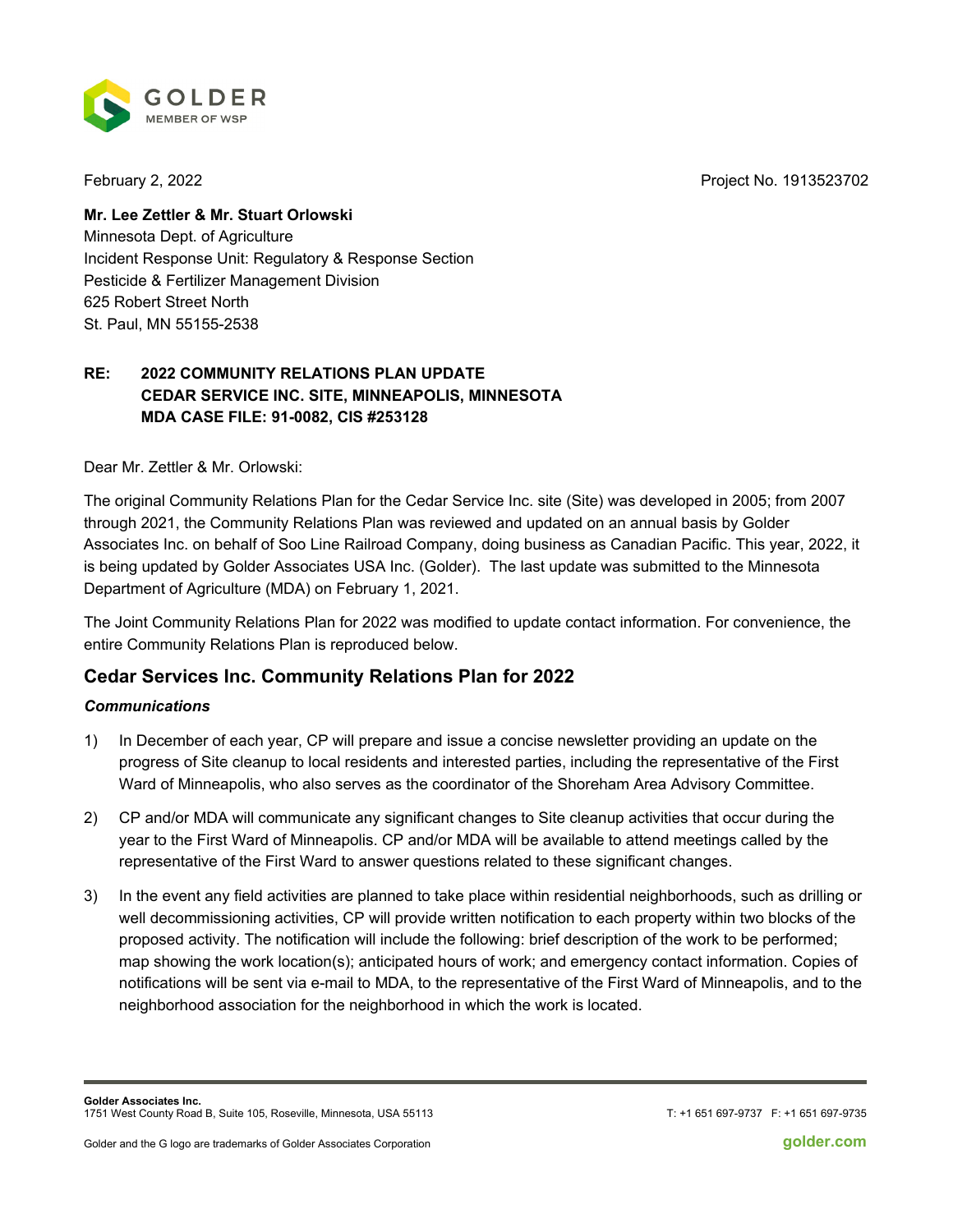February 2, 2022

Project No. 1913523702

**Mr. Lee Zettler & Mr. Stuart Orlowski**
Minnesota Dept. of Agriculture
Incident Response Unit: Regulatory & Response Section
Pesticide & Fertilizer Management Division
625 Robert Street North
St. Paul, MN 55155-2538

**RE: 2022 COMMUNITY RELATIONS PLAN UPDATE**
**CEDAR SERVICE INC. SITE, MINNEAPOLIS, MINNESOTA**
**MDA CASE FILE: 91-0082, CIS #253128**

Dear Mr. Zettler & Mr. Orlowski:

The original Community Relations Plan for the Cedar Service Inc. site (Site) was developed in 2005; from 2007 through 2021, the Community Relations Plan was reviewed and updated on an annual basis by Golder Associates Inc. on behalf of Soo Line Railroad Company, doing business as Canadian Pacific. This year, 2022, it is being updated by Golder Associates USA Inc. (Golder). The last update was submitted to the Minnesota Department of Agriculture (MDA) on February 1, 2021.

The Joint Community Relations Plan for 2022 was modified to update contact information. For convenience, the entire Community Relations Plan is reproduced below.

## Cedar Services Inc. Community Relations Plan for 2022

### *Communications*

1) In December of each year, CP will prepare and issue a concise newsletter providing an update on the progress of Site cleanup to local residents and interested parties, including the representative of the First Ward of Minneapolis, who also serves as the coordinator of the Shoreham Area Advisory Committee.

2) CP and/or MDA will communicate any significant changes to Site cleanup activities that occur during the year to the First Ward of Minneapolis. CP and/or MDA will be available to attend meetings called by the representative of the First Ward to answer questions related to these significant changes.

3) In the event any field activities are planned to take place within residential neighborhoods, such as drilling or well decommissioning activities, CP will provide written notification to each property within two blocks of the proposed activity. The notification will include the following: brief description of the work to be performed; map showing the work location(s); anticipated hours of work; and emergency contact information. Copies of notifications will be sent via e-mail to MDA, to the representative of the First Ward of Minneapolis, and to the neighborhood association for the neighborhood in which the work is located.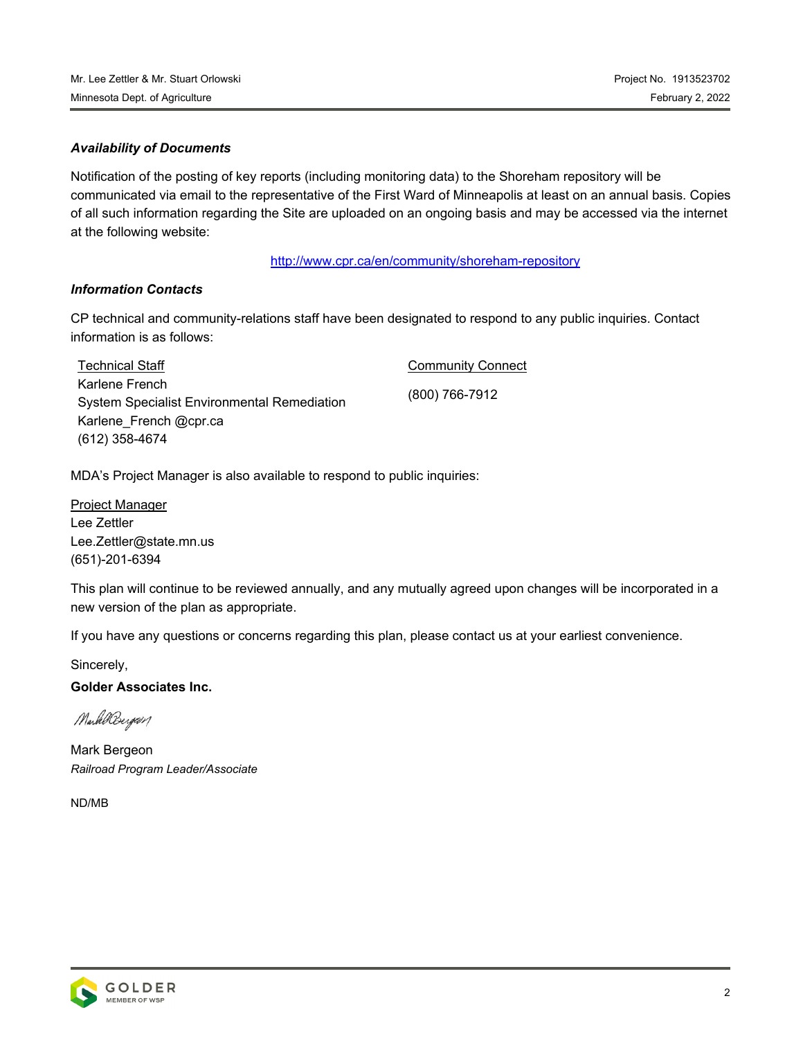***Availability of Documents***

Notification of the posting of key reports (including monitoring data) to the Shoreham repository will be communicated via email to the representative of the First Ward of Minneapolis at least on an annual basis. Copies of all such information regarding the Site are uploaded on an ongoing basis and may be accessed via the internet at the following website:

http://www.cpr.ca/en/community/shoreham-repository

***Information Contacts***

CP technical and community-relations staff have been designated to respond to any public inquiries. Contact information is as follows:

| Technical Staff | Community Connect |
|---|---|
| Karlene French<br>System Specialist Environmental Remediation<br>Karlene_French @cpr.ca<br>(612) 358-4674 | (800) 766-7912 |

MDA's Project Manager is also available to respond to public inquiries:

Project Manager
Lee Zettler
Lee.Zettler@state.mn.us
(651)-201-6394

This plan will continue to be reviewed annually, and any mutually agreed upon changes will be incorporated in a new version of the plan as appropriate.

If you have any questions or concerns regarding this plan, please contact us at your earliest convenience.

Sincerely,

**Golder Associates Inc.**

Mark Bergeon
*Railroad Program Leader/Associate*

ND/MB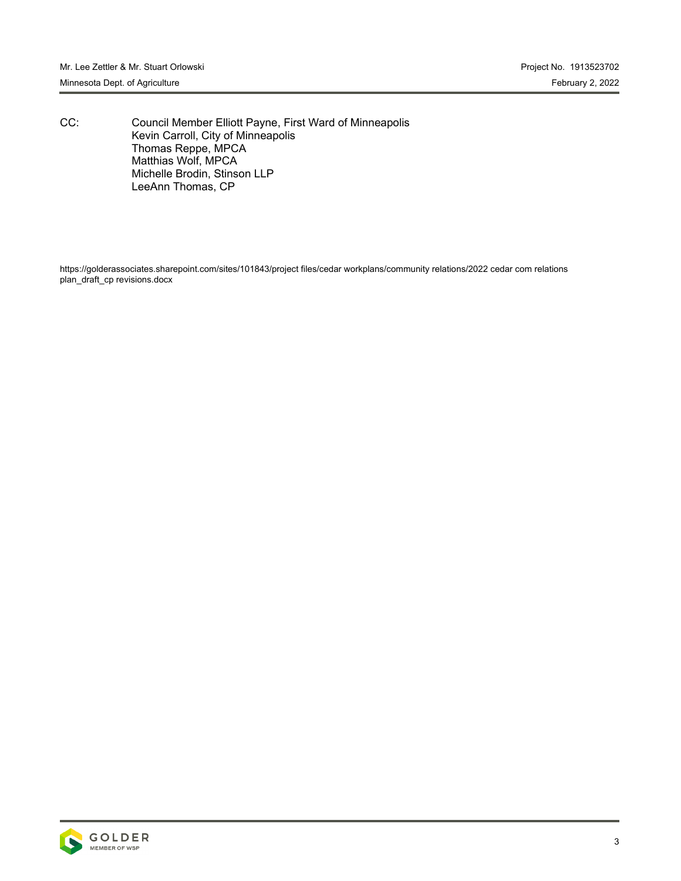CC: Council Member Elliott Payne, First Ward of Minneapolis
Kevin Carroll, City of Minneapolis
Thomas Reppe, MPCA
Matthias Wolf, MPCA
Michelle Brodin, Stinson LLP
LeeAnn Thomas, CP

https://golderassociates.sharepoint.com/sites/101843/project files/cedar workplans/community relations/2022 cedar com relations plan_draft_cp revisions.docx